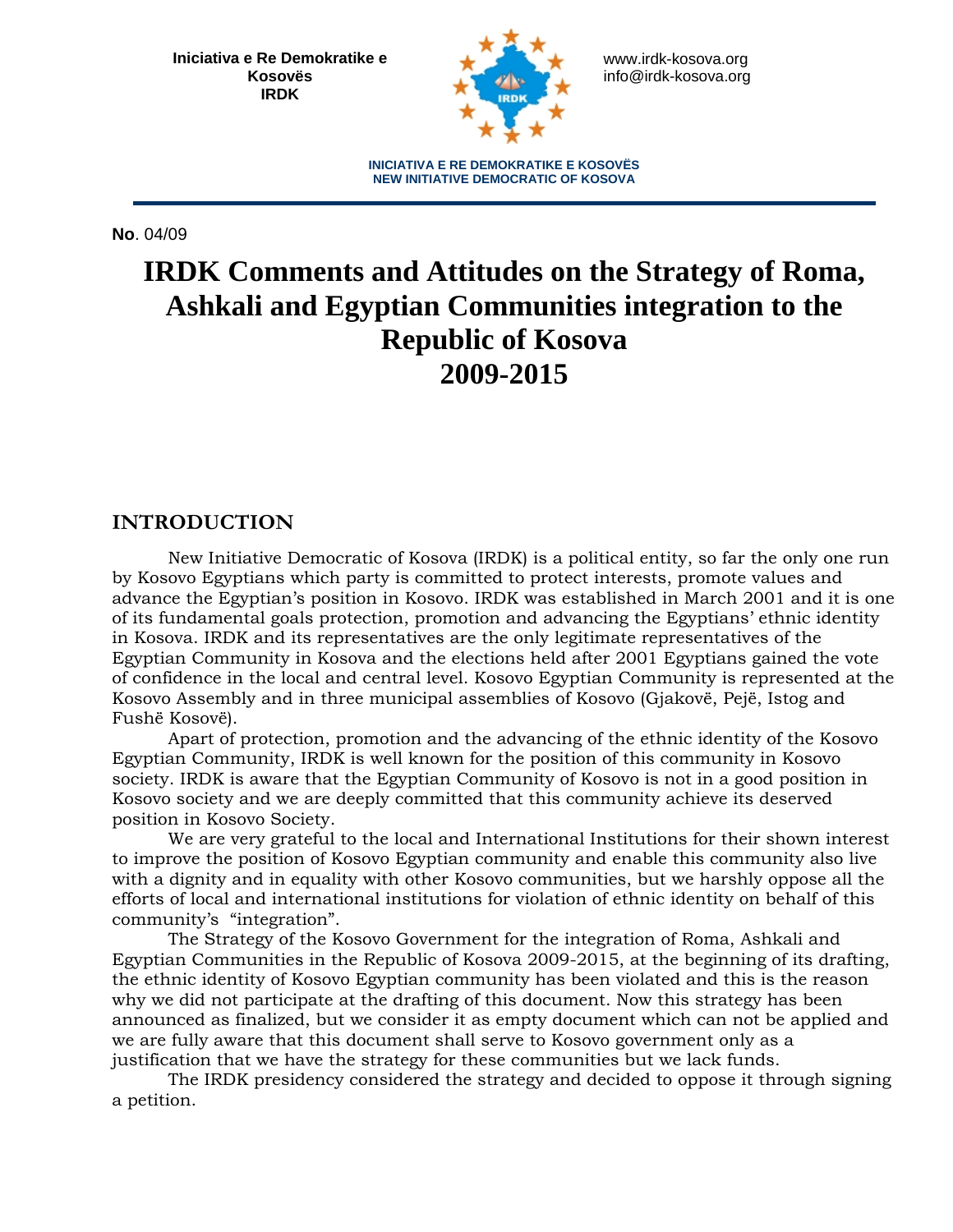**Iniciativa e Re Demokratike e Kosovës**
**IRDK**

www.irdk-kosova.org
info@irdk-kosova.org

**INICIATIVA E RE DEMOKRATIKE E KOSOVËS**
**NEW INITIATIVE DEMOCRATIC OF KOSOVA**

**No**. 04/09

# IRDK Comments and Attitudes on the Strategy of Roma, Ashkali and Egyptian Communities integration to the Republic of Kosova 2009-2015

## INTRODUCTION

New Initiative Democratic of Kosova (IRDK) is a political entity, so far the only one run by Kosovo Egyptians which party is committed to protect interests, promote values and advance the Egyptian's position in Kosovo. IRDK was established in March 2001 and it is one of its fundamental goals protection, promotion and advancing the Egyptians' ethnic identity in Kosova. IRDK and its representatives are the only legitimate representatives of the Egyptian Community in Kosova and the elections held after 2001 Egyptians gained the vote of confidence in the local and central level. Kosovo Egyptian Community is represented at the Kosovo Assembly and in three municipal assemblies of Kosovo (Gjakovë, Pejë, Istog and Fushë Kosovë).

Apart of protection, promotion and the advancing of the ethnic identity of the Kosovo Egyptian Community, IRDK is well known for the position of this community in Kosovo society. IRDK is aware that the Egyptian Community of Kosovo is not in a good position in Kosovo society and we are deeply committed that this community achieve its deserved position in Kosovo Society.

We are very grateful to the local and International Institutions for their shown interest to improve the position of Kosovo Egyptian community and enable this community also live with a dignity and in equality with other Kosovo communities, but we harshly oppose all the efforts of local and international institutions for violation of ethnic identity on behalf of this community's "integration".

The Strategy of the Kosovo Government for the integration of Roma, Ashkali and Egyptian Communities in the Republic of Kosova 2009-2015, at the beginning of its drafting, the ethnic identity of Kosovo Egyptian community has been violated and this is the reason why we did not participate at the drafting of this document. Now this strategy has been announced as finalized, but we consider it as empty document which can not be applied and we are fully aware that this document shall serve to Kosovo government only as a justification that we have the strategy for these communities but we lack funds.

The IRDK presidency considered the strategy and decided to oppose it through signing a petition.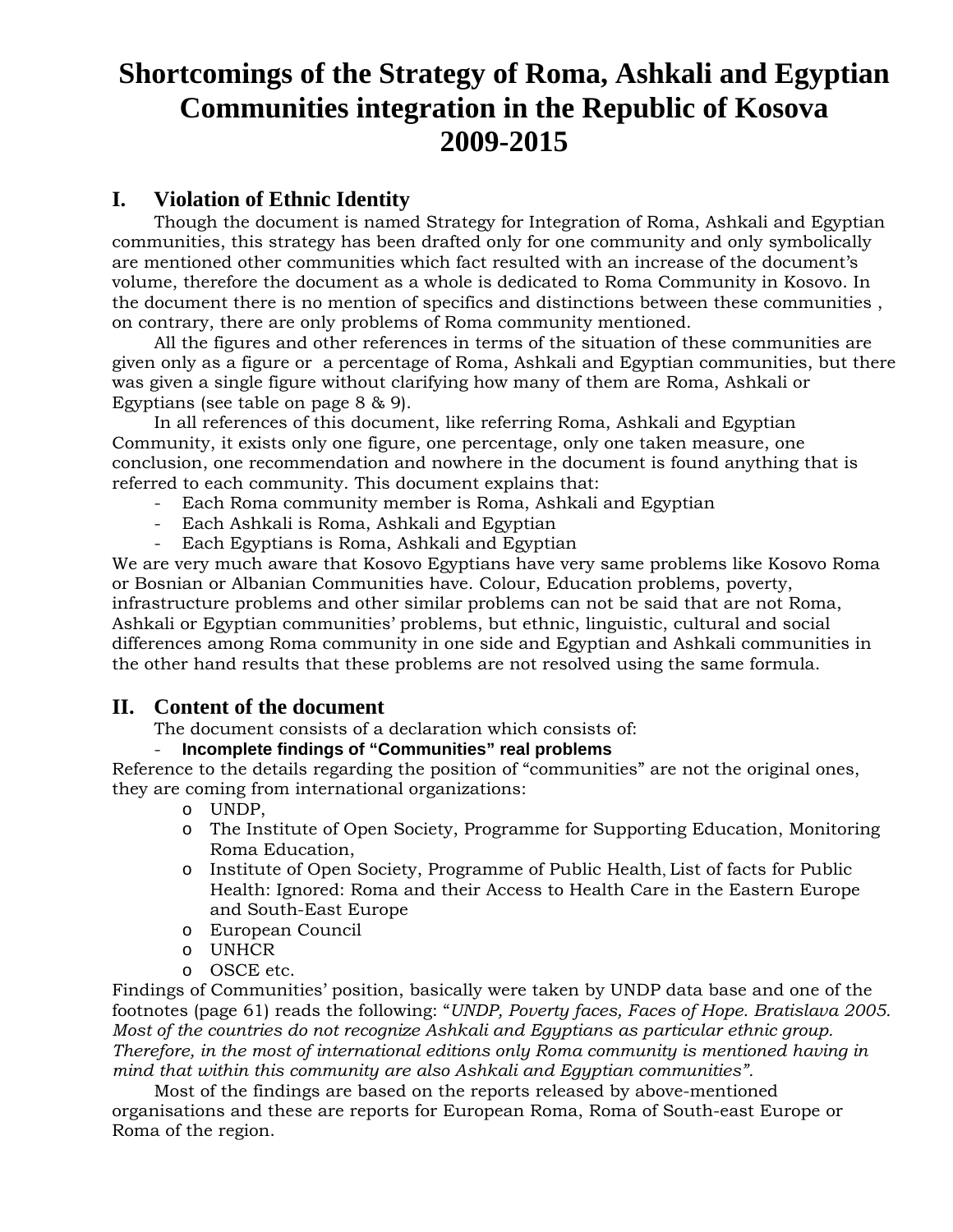# Shortcomings of the Strategy of Roma, Ashkali and Egyptian Communities integration in the Republic of Kosova 2009-2015

## I. Violation of Ethnic Identity

Though the document is named Strategy for Integration of Roma, Ashkali and Egyptian communities, this strategy has been drafted only for one community and only symbolically are mentioned other communities which fact resulted with an increase of the document's volume, therefore the document as a whole is dedicated to Roma Community in Kosovo. In the document there is no mention of specifics and distinctions between these communities , on contrary, there are only problems of Roma community mentioned.

All the figures and other references in terms of the situation of these communities are given only as a figure or a percentage of Roma, Ashkali and Egyptian communities, but there was given a single figure without clarifying how many of them are Roma, Ashkali or Egyptians (see table on page 8 & 9).

In all references of this document, like referring Roma, Ashkali and Egyptian Community, it exists only one figure, one percentage, only one taken measure, one conclusion, one recommendation and nowhere in the document is found anything that is referred to each community. This document explains that:

- Each Roma community member is Roma, Ashkali and Egyptian
- Each Ashkali is Roma, Ashkali and Egyptian
- Each Egyptians is Roma, Ashkali and Egyptian

We are very much aware that Kosovo Egyptians have very same problems like Kosovo Roma or Bosnian or Albanian Communities have. Colour, Education problems, poverty, infrastructure problems and other similar problems can not be said that are not Roma, Ashkali or Egyptian communities' problems, but ethnic, linguistic, cultural and social differences among Roma community in one side and Egyptian and Ashkali communities in the other hand results that these problems are not resolved using the same formula.

## II. Content of the document

The document consists of a declaration which consists of:

- **Incomplete findings of "Communities" real problems**

Reference to the details regarding the position of "communities" are not the original ones, they are coming from international organizations:

- UNDP,
- The Institute of Open Society, Programme for Supporting Education, Monitoring Roma Education,
- Institute of Open Society, Programme of Public Health, List of facts for Public Health: Ignored: Roma and their Access to Health Care in the Eastern Europe and South-East Europe
- European Council
- UNHCR
- OSCE etc.

Findings of Communities' position, basically were taken by UNDP data base and one of the footnotes (page 61) reads the following: "*UNDP, Poverty faces, Faces of Hope. Bratislava 2005. Most of the countries do not recognize Ashkali and Egyptians as particular ethnic group. Therefore, in the most of international editions only Roma community is mentioned having in mind that within this community are also Ashkali and Egyptian communities".*

Most of the findings are based on the reports released by above-mentioned organisations and these are reports for European Roma, Roma of South-east Europe or Roma of the region.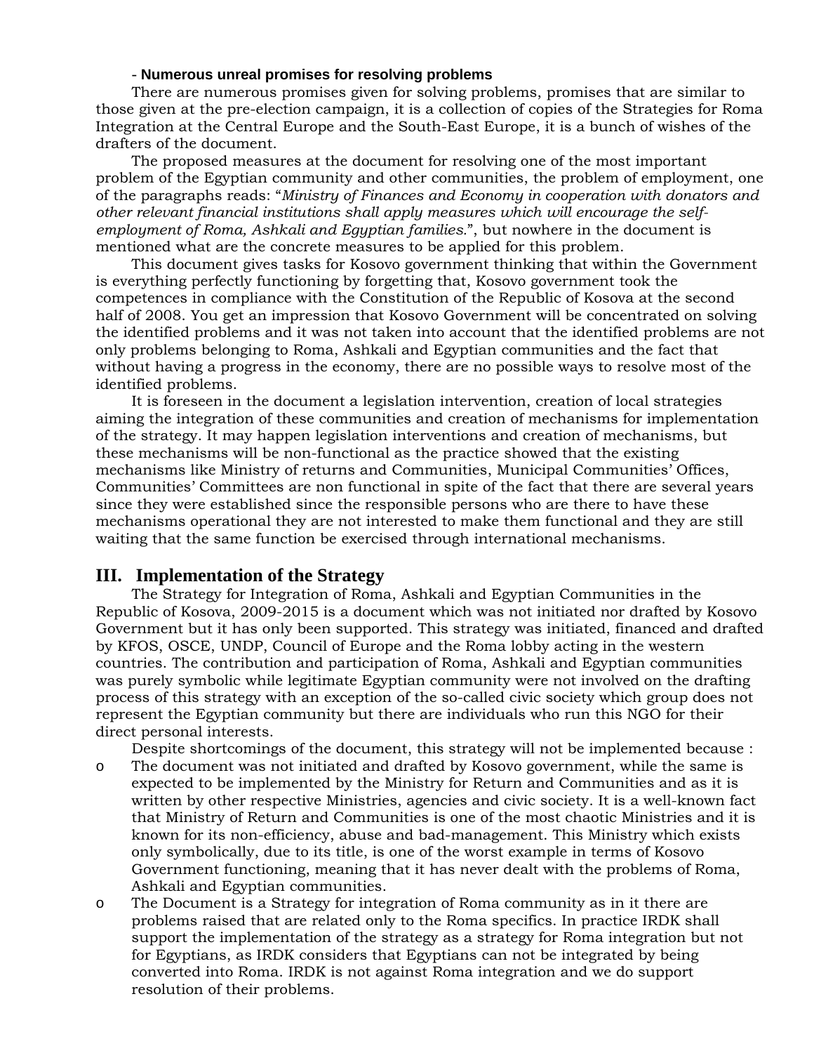- **Numerous unreal promises for resolving problems**

There are numerous promises given for solving problems, promises that are similar to those given at the pre-election campaign, it is a collection of copies of the Strategies for Roma Integration at the Central Europe and the South-East Europe, it is a bunch of wishes of the drafters of the document.

The proposed measures at the document for resolving one of the most important problem of the Egyptian community and other communities, the problem of employment, one of the paragraphs reads: "*Ministry of Finances and Economy in cooperation with donators and other relevant financial institutions shall apply measures which will encourage the self-employment of Roma, Ashkali and Egyptian families.*", but nowhere in the document is mentioned what are the concrete measures to be applied for this problem.

This document gives tasks for Kosovo government thinking that within the Government is everything perfectly functioning by forgetting that, Kosovo government took the competences in compliance with the Constitution of the Republic of Kosova at the second half of 2008. You get an impression that Kosovo Government will be concentrated on solving the identified problems and it was not taken into account that the identified problems are not only problems belonging to Roma, Ashkali and Egyptian communities and the fact that without having a progress in the economy, there are no possible ways to resolve most of the identified problems.

It is foreseen in the document a legislation intervention, creation of local strategies aiming the integration of these communities and creation of mechanisms for implementation of the strategy. It may happen legislation interventions and creation of mechanisms, but these mechanisms will be non-functional as the practice showed that the existing mechanisms like Ministry of returns and Communities, Municipal Communities' Offices, Communities' Committees are non functional in spite of the fact that there are several years since they were established since the responsible persons who are there to have these mechanisms operational they are not interested to make them functional and they are still waiting that the same function be exercised through international mechanisms.

## III. Implementation of the Strategy

The Strategy for Integration of Roma, Ashkali and Egyptian Communities in the Republic of Kosova, 2009-2015 is a document which was not initiated nor drafted by Kosovo Government but it has only been supported. This strategy was initiated, financed and drafted by KFOS, OSCE, UNDP, Council of Europe and the Roma lobby acting in the western countries. The contribution and participation of Roma, Ashkali and Egyptian communities was purely symbolic while legitimate Egyptian community were not involved on the drafting process of this strategy with an exception of the so-called civic society which group does not represent the Egyptian community but there are individuals who run this NGO for their direct personal interests.

Despite shortcomings of the document, this strategy will not be implemented because :

- The document was not initiated and drafted by Kosovo government, while the same is expected to be implemented by the Ministry for Return and Communities and as it is written by other respective Ministries, agencies and civic society. It is a well-known fact that Ministry of Return and Communities is one of the most chaotic Ministries and it is known for its non-efficiency, abuse and bad-management. This Ministry which exists only symbolically, due to its title, is one of the worst example in terms of Kosovo Government functioning, meaning that it has never dealt with the problems of Roma, Ashkali and Egyptian communities.
- The Document is a Strategy for integration of Roma community as in it there are problems raised that are related only to the Roma specifics. In practice IRDK shall support the implementation of the strategy as a strategy for Roma integration but not for Egyptians, as IRDK considers that Egyptians can not be integrated by being converted into Roma. IRDK is not against Roma integration and we do support resolution of their problems.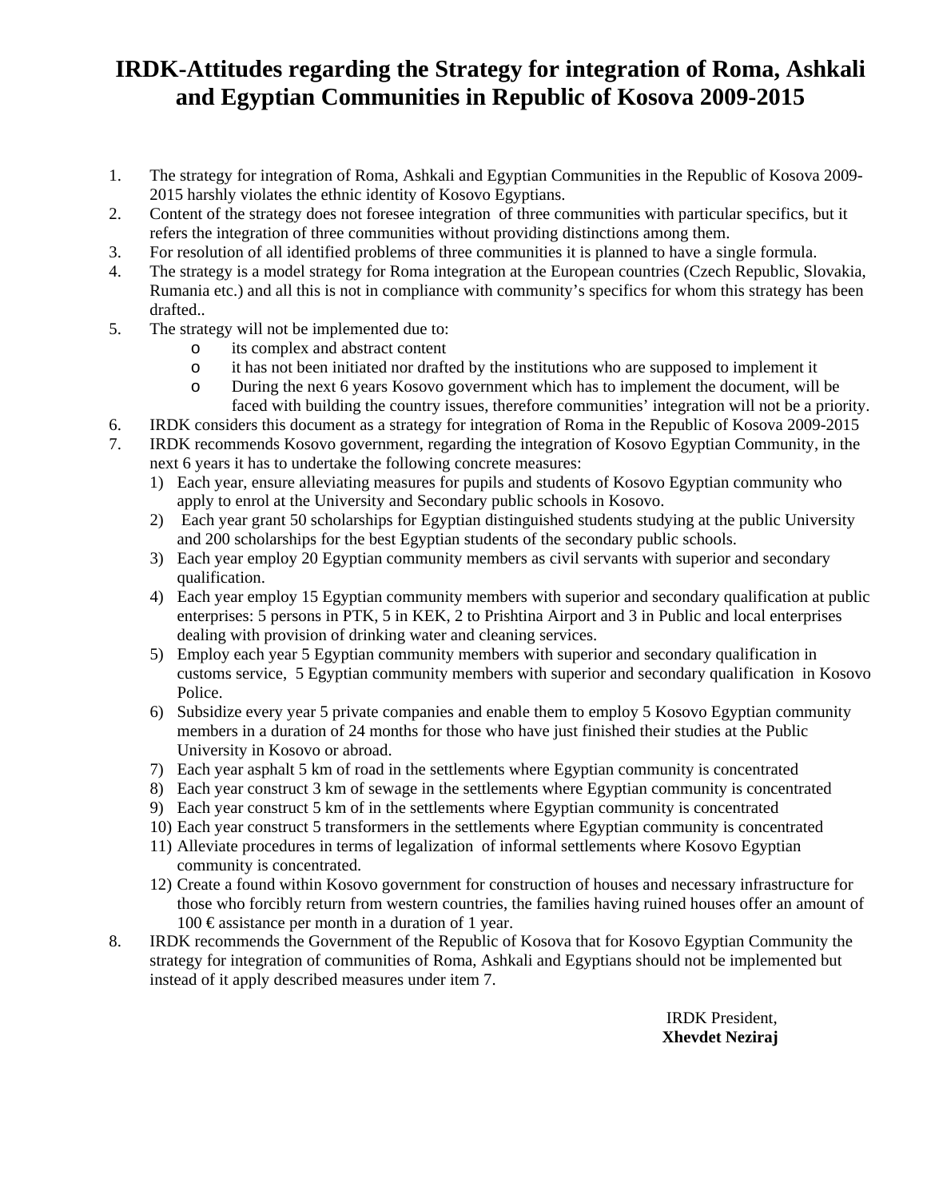# IRDK-Attitudes regarding the Strategy for integration of Roma, Ashkali and Egyptian Communities in Republic of Kosova 2009-2015

1. The strategy for integration of Roma, Ashkali and Egyptian Communities in the Republic of Kosova 2009-2015 harshly violates the ethnic identity of Kosovo Egyptians.
2. Content of the strategy does not foresee integration of three communities with particular specifics, but it refers the integration of three communities without providing distinctions among them.
3. For resolution of all identified problems of three communities it is planned to have a single formula.
4. The strategy is a model strategy for Roma integration at the European countries (Czech Republic, Slovakia, Rumania etc.) and all this is not in compliance with community's specifics for whom this strategy has been drafted..
5. The strategy will not be implemented due to:
   - its complex and abstract content
   - it has not been initiated nor drafted by the institutions who are supposed to implement it
   - During the next 6 years Kosovo government which has to implement the document, will be faced with building the country issues, therefore communities' integration will not be a priority.
6. IRDK considers this document as a strategy for integration of Roma in the Republic of Kosova 2009-2015
7. IRDK recommends Kosovo government, regarding the integration of Kosovo Egyptian Community, in the next 6 years it has to undertake the following concrete measures:
   1) Each year, ensure alleviating measures for pupils and students of Kosovo Egyptian community who apply to enrol at the University and Secondary public schools in Kosovo.
   2) Each year grant 50 scholarships for Egyptian distinguished students studying at the public University and 200 scholarships for the best Egyptian students of the secondary public schools.
   3) Each year employ 20 Egyptian community members as civil servants with superior and secondary qualification.
   4) Each year employ 15 Egyptian community members with superior and secondary qualification at public enterprises: 5 persons in PTK, 5 in KEK, 2 to Prishtina Airport and 3 in Public and local enterprises dealing with provision of drinking water and cleaning services.
   5) Employ each year 5 Egyptian community members with superior and secondary qualification in customs service, 5 Egyptian community members with superior and secondary qualification in Kosovo Police.
   6) Subsidize every year 5 private companies and enable them to employ 5 Kosovo Egyptian community members in a duration of 24 months for those who have just finished their studies at the Public University in Kosovo or abroad.
   7) Each year asphalt 5 km of road in the settlements where Egyptian community is concentrated
   8) Each year construct 3 km of sewage in the settlements where Egyptian community is concentrated
   9) Each year construct 5 km of in the settlements where Egyptian community is concentrated
   10) Each year construct 5 transformers in the settlements where Egyptian community is concentrated
   11) Alleviate procedures in terms of legalization of informal settlements where Kosovo Egyptian community is concentrated.
   12) Create a found within Kosovo government for construction of houses and necessary infrastructure for those who forcibly return from western countries, the families having ruined houses offer an amount of 100 € assistance per month in a duration of 1 year.
8. IRDK recommends the Government of the Republic of Kosova that for Kosovo Egyptian Community the strategy for integration of communities of Roma, Ashkali and Egyptians should not be implemented but instead of it apply described measures under item 7.

IRDK President,
**Xhevdet Neziraj**